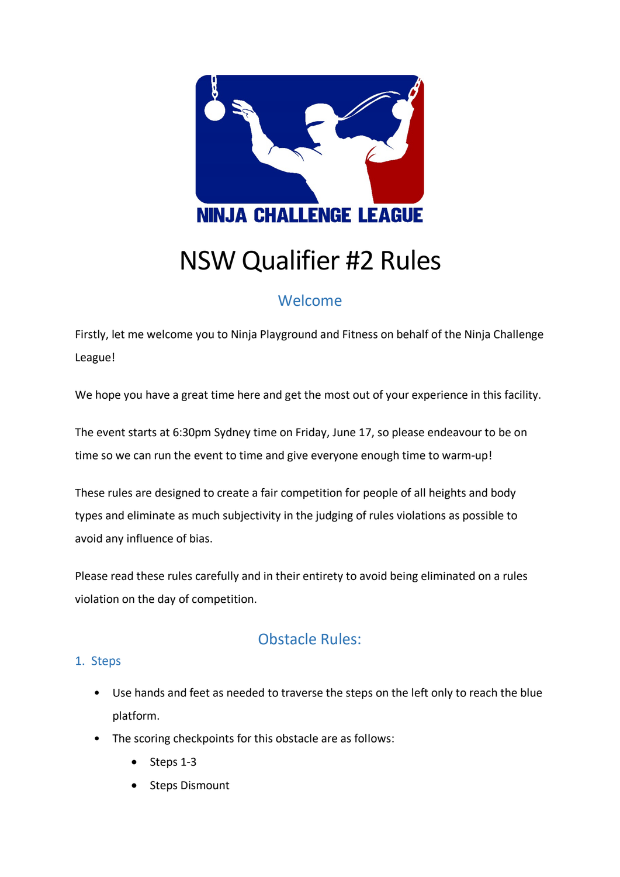NINJA CHALLENGE LEAGUE

# NSW Qualifier #2 Rules

## Welcome

Firstly, let me welcome you to Ninja Playground and Fitness on behalf of the Ninja Challenge League!

We hope you have a great time here and get the most out of your experience in this facility.

The event starts at 6:30pm Sydney time on Friday, June 17, so please endeavour to be on time so we can run the event to time and give everyone enough time to warm-up!

These rules are designed to create a fair competition for people of all heights and body types and eliminate as much subjectivity in the judging of rules violations as possible to avoid any influence of bias.

Please read these rules carefully and in their entirety to avoid being eliminated on a rules violation on the day of competition.

## Obstacle Rules:

### 1. Steps

- Use hands and feet as needed to traverse the steps on the left only to reach the blue platform.
- The scoring checkpoints for this obstacle are as follows:
  - Steps 1-3
  - Steps Dismount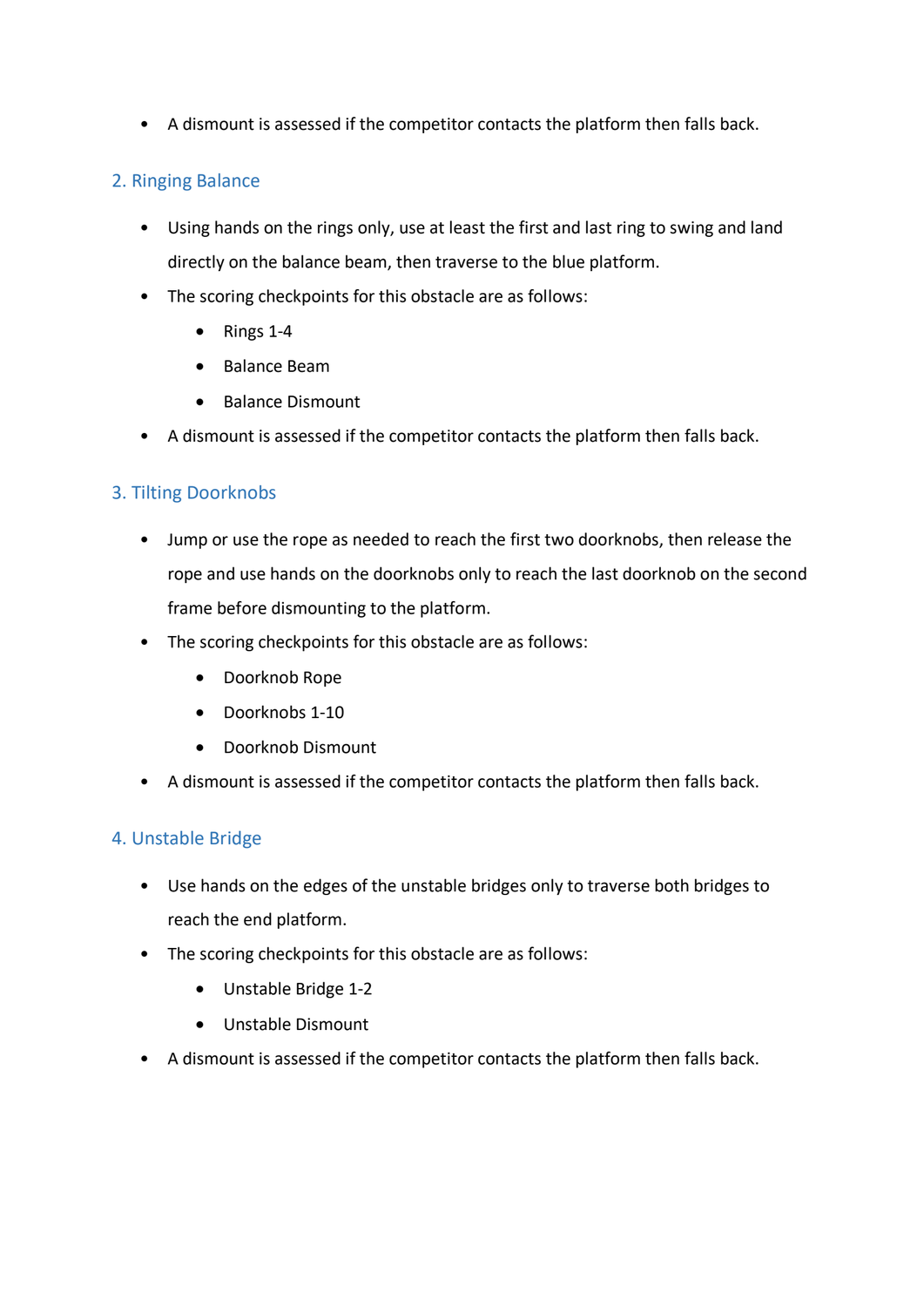- A dismount is assessed if the competitor contacts the platform then falls back.

## 2. Ringing Balance

- Using hands on the rings only, use at least the first and last ring to swing and land directly on the balance beam, then traverse to the blue platform.
- The scoring checkpoints for this obstacle are as follows:
  - Rings 1-4
  - Balance Beam
  - Balance Dismount
- A dismount is assessed if the competitor contacts the platform then falls back.

## 3. Tilting Doorknobs

- Jump or use the rope as needed to reach the first two doorknobs, then release the rope and use hands on the doorknobs only to reach the last doorknob on the second frame before dismounting to the platform.
- The scoring checkpoints for this obstacle are as follows:
  - Doorknob Rope
  - Doorknobs 1-10
  - Doorknob Dismount
- A dismount is assessed if the competitor contacts the platform then falls back.

## 4. Unstable Bridge

- Use hands on the edges of the unstable bridges only to traverse both bridges to reach the end platform.
- The scoring checkpoints for this obstacle are as follows:
  - Unstable Bridge 1-2
  - Unstable Dismount
- A dismount is assessed if the competitor contacts the platform then falls back.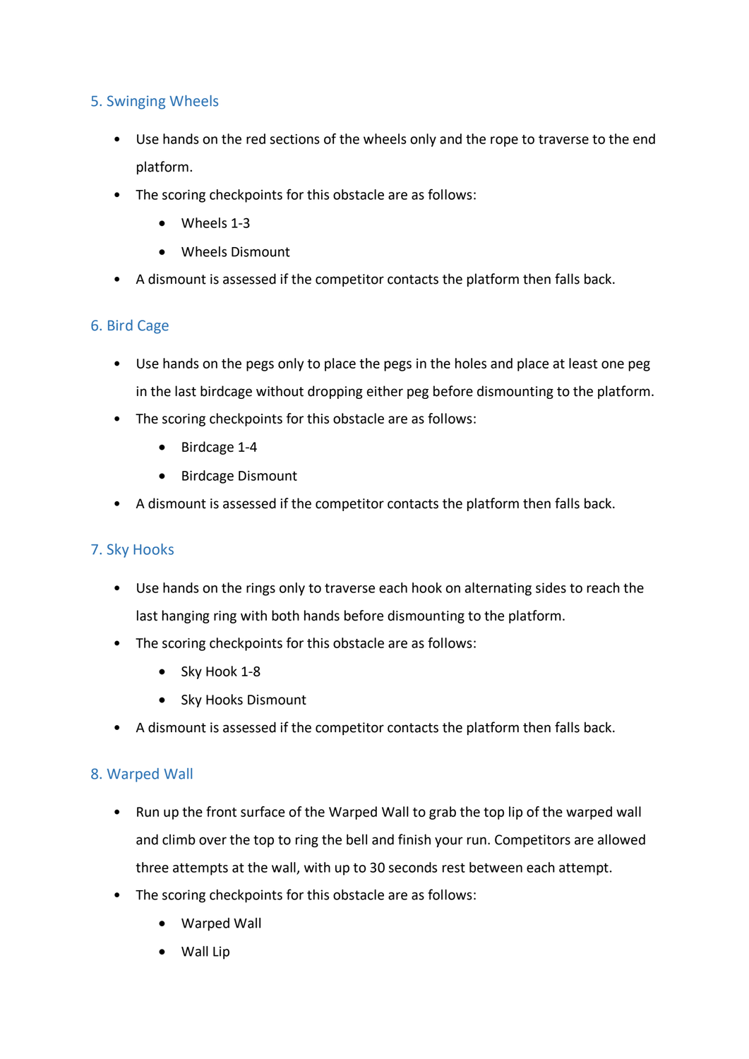## 5. Swinging Wheels

- Use hands on the red sections of the wheels only and the rope to traverse to the end platform.
- The scoring checkpoints for this obstacle are as follows:
  - Wheels 1-3
  - Wheels Dismount
- A dismount is assessed if the competitor contacts the platform then falls back.

## 6. Bird Cage

- Use hands on the pegs only to place the pegs in the holes and place at least one peg in the last birdcage without dropping either peg before dismounting to the platform.
- The scoring checkpoints for this obstacle are as follows:
  - Birdcage 1-4
  - Birdcage Dismount
- A dismount is assessed if the competitor contacts the platform then falls back.

## 7. Sky Hooks

- Use hands on the rings only to traverse each hook on alternating sides to reach the last hanging ring with both hands before dismounting to the platform.
- The scoring checkpoints for this obstacle are as follows:
  - Sky Hook 1-8
  - Sky Hooks Dismount
- A dismount is assessed if the competitor contacts the platform then falls back.

## 8. Warped Wall

- Run up the front surface of the Warped Wall to grab the top lip of the warped wall and climb over the top to ring the bell and finish your run. Competitors are allowed three attempts at the wall, with up to 30 seconds rest between each attempt.
- The scoring checkpoints for this obstacle are as follows:
  - Warped Wall
  - Wall Lip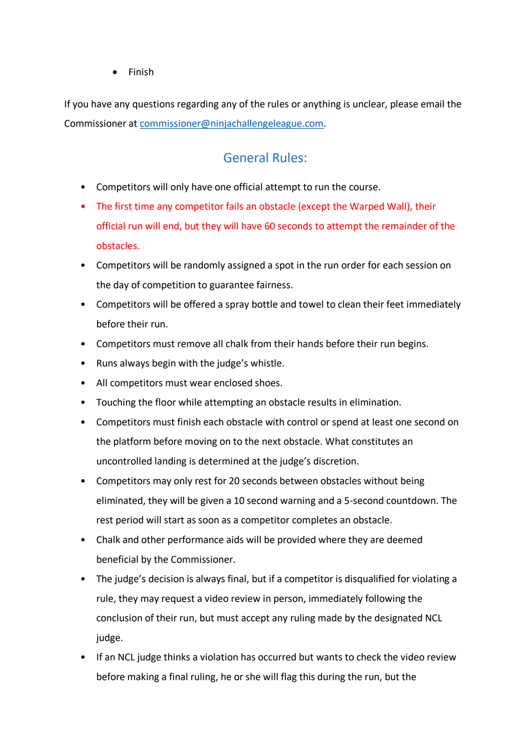- Finish

If you have any questions regarding any of the rules or anything is unclear, please email the Commissioner at commissioner@ninjachallengeleague.com.

## General Rules:

- Competitors will only have one official attempt to run the course.
- The first time any competitor fails an obstacle (except the Warped Wall), their official run will end, but they will have 60 seconds to attempt the remainder of the obstacles.
- Competitors will be randomly assigned a spot in the run order for each session on the day of competition to guarantee fairness.
- Competitors will be offered a spray bottle and towel to clean their feet immediately before their run.
- Competitors must remove all chalk from their hands before their run begins.
- Runs always begin with the judge's whistle.
- All competitors must wear enclosed shoes.
- Touching the floor while attempting an obstacle results in elimination.
- Competitors must finish each obstacle with control or spend at least one second on the platform before moving on to the next obstacle. What constitutes an uncontrolled landing is determined at the judge's discretion.
- Competitors may only rest for 20 seconds between obstacles without being eliminated, they will be given a 10 second warning and a 5-second countdown. The rest period will start as soon as a competitor completes an obstacle.
- Chalk and other performance aids will be provided where they are deemed beneficial by the Commissioner.
- The judge's decision is always final, but if a competitor is disqualified for violating a rule, they may request a video review in person, immediately following the conclusion of their run, but must accept any ruling made by the designated NCL judge.
- If an NCL judge thinks a violation has occurred but wants to check the video review before making a final ruling, he or she will flag this during the run, but the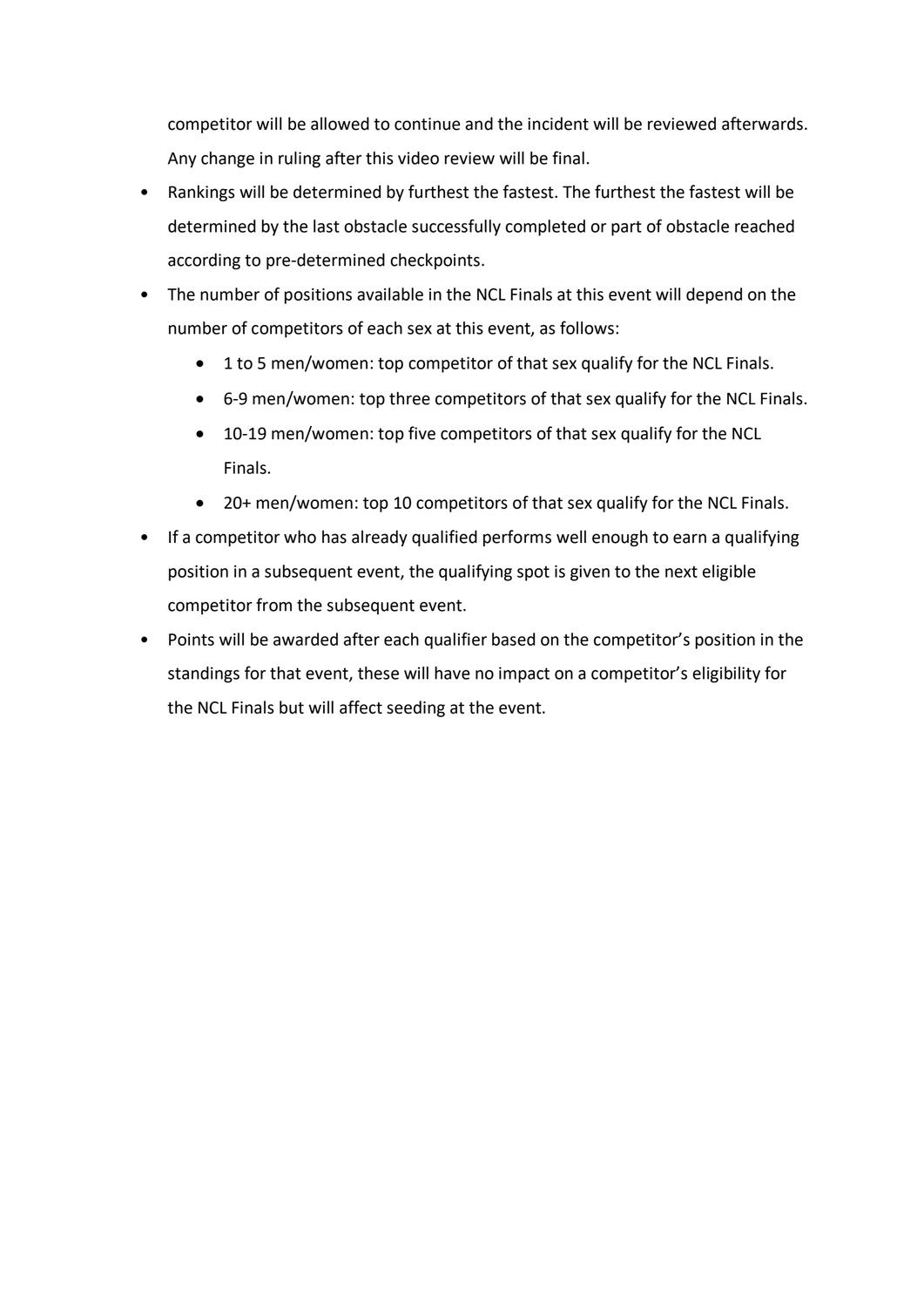competitor will be allowed to continue and the incident will be reviewed afterwards. Any change in ruling after this video review will be final.

- Rankings will be determined by furthest the fastest. The furthest the fastest will be determined by the last obstacle successfully completed or part of obstacle reached according to pre-determined checkpoints.
- The number of positions available in the NCL Finals at this event will depend on the number of competitors of each sex at this event, as follows:
  - 1 to 5 men/women: top competitor of that sex qualify for the NCL Finals.
  - 6-9 men/women: top three competitors of that sex qualify for the NCL Finals.
  - 10-19 men/women: top five competitors of that sex qualify for the NCL Finals.
  - 20+ men/women: top 10 competitors of that sex qualify for the NCL Finals.
- If a competitor who has already qualified performs well enough to earn a qualifying position in a subsequent event, the qualifying spot is given to the next eligible competitor from the subsequent event.
- Points will be awarded after each qualifier based on the competitor's position in the standings for that event, these will have no impact on a competitor's eligibility for the NCL Finals but will affect seeding at the event.